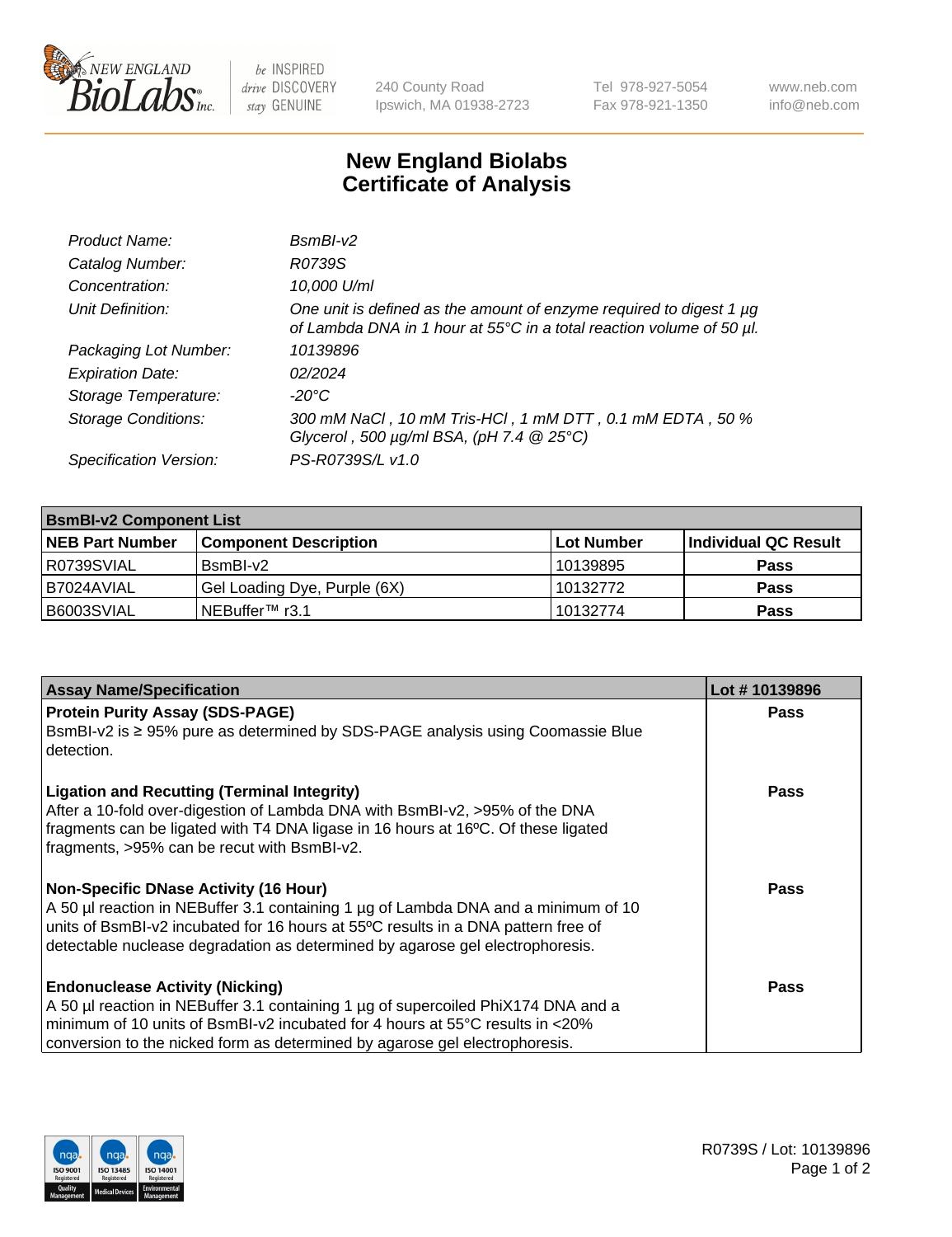New England BioLabs Inc. — be INSPIRED drive DISCOVERY stay GENUINE

240 County Road
Ipswich, MA 01938-2723

Tel 978-927-5054
Fax 978-921-1350

www.neb.com
info@neb.com

# New England Biolabs
# Certificate of Analysis

| | |
|---|---|
| *Product Name:* | *BsmBI-v2* |
| *Catalog Number:* | *R0739S* |
| *Concentration:* | *10,000 U/ml* |
| *Unit Definition:* | *One unit is defined as the amount of enzyme required to digest 1 µg of Lambda DNA in 1 hour at 55°C in a total reaction volume of 50 µl.* |
| *Packaging Lot Number:* | *10139896* |
| *Expiration Date:* | *02/2024* |
| *Storage Temperature:* | *-20°C* |
| *Storage Conditions:* | *300 mM NaCl , 10 mM Tris-HCl , 1 mM DTT , 0.1 mM EDTA , 50 % Glycerol , 500 µg/ml BSA, (pH 7.4 @ 25°C)* |
| *Specification Version:* | *PS-R0739S/L v1.0* |

**BsmBI-v2 Component List**

| NEB Part Number | Component Description | Lot Number | Individual QC Result |
|---|---|---|---|
| R0739SVIAL | BsmBI-v2 | 10139895 | **Pass** |
| B7024AVIAL | Gel Loading Dye, Purple (6X) | 10132772 | **Pass** |
| B6003SVIAL | NEBuffer™ r3.1 | 10132774 | **Pass** |

| Assay Name/Specification | Lot # 10139896 |
|---|---|
| **Protein Purity Assay (SDS-PAGE)**<br>BsmBI-v2 is ≥ 95% pure as determined by SDS-PAGE analysis using Coomassie Blue detection. | **Pass** |
| **Ligation and Recutting (Terminal Integrity)**<br>After a 10-fold over-digestion of Lambda DNA with BsmBI-v2, >95% of the DNA fragments can be ligated with T4 DNA ligase in 16 hours at 16ºC. Of these ligated fragments, >95% can be recut with BsmBI-v2. | **Pass** |
| **Non-Specific DNase Activity (16 Hour)**<br>A 50 µl reaction in NEBuffer 3.1 containing 1 µg of Lambda DNA and a minimum of 10 units of BsmBI-v2 incubated for 16 hours at 55ºC results in a DNA pattern free of detectable nuclease degradation as determined by agarose gel electrophoresis. | **Pass** |
| **Endonuclease Activity (Nicking)**<br>A 50 µl reaction in NEBuffer 3.1 containing 1 µg of supercoiled PhiX174 DNA and a minimum of 10 units of BsmBI-v2 incubated for 4 hours at 55°C results in <20% conversion to the nicked form as determined by agarose gel electrophoresis. | **Pass** |

ISO 9001 Registered Quality Management | ISO 13485 Registered Medical Devices | ISO 14001 Registered Environmental Management

R0739S / Lot: 10139896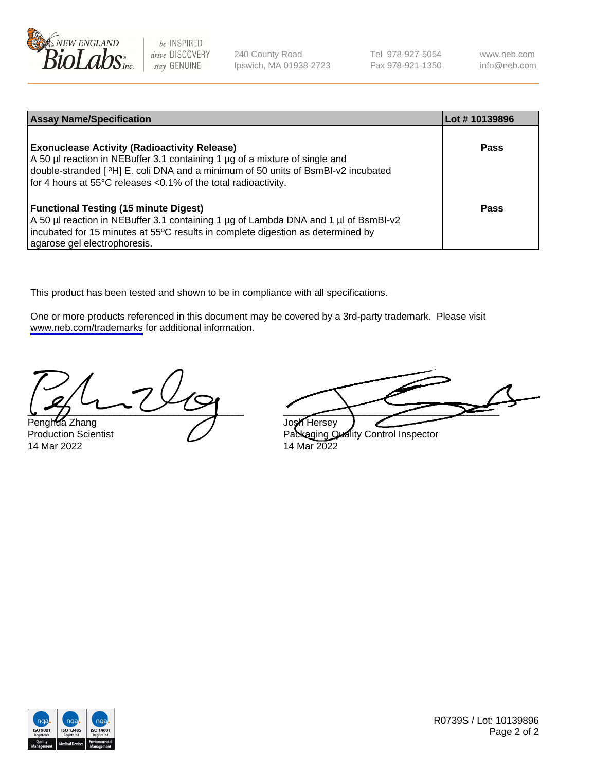NEW ENGLAND BioLabs Inc. | be INSPIRED drive DISCOVERY stay GENUINE | 240 County Road, Ipswich, MA 01938-2723 | Tel 978-927-5054 | Fax 978-921-1350 | www.neb.com | info@neb.com

| Assay Name/Specification | Lot # 10139896 |
|---|---|
| **Exonuclease Activity (Radioactivity Release)**<br>A 50 µl reaction in NEBuffer 3.1 containing 1 µg of a mixture of single and double-stranded [ $^3$H] E. coli DNA and a minimum of 50 units of BsmBI-v2 incubated for 4 hours at 55°C releases <0.1% of the total radioactivity. | Pass |
| **Functional Testing (15 minute Digest)**<br>A 50 µl reaction in NEBuffer 3.1 containing 1 µg of Lambda DNA and 1 µl of BsmBI-v2 incubated for 15 minutes at 55ºC results in complete digestion as determined by agarose gel electrophoresis. | Pass |

This product has been tested and shown to be in compliance with all specifications.

One or more products referenced in this document may be covered by a 3rd-party trademark. Please visit www.neb.com/trademarks for additional information.

Penghua Zhang
Production Scientist
14 Mar 2022

Josh Hersey
Packaging Quality Control Inspector
14 Mar 2022

R0739S / Lot: 10139896